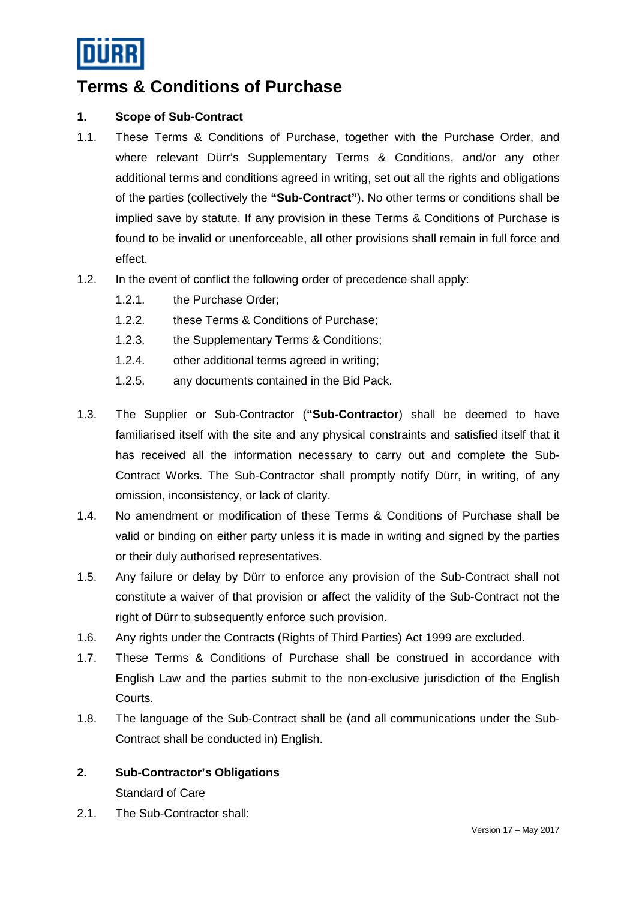# Terms & Conditions of Purchase

## 1. Scope of Sub-Contract

1.1. These Terms & Conditions of Purchase, together with the Purchase Order, and where relevant Dürr's Supplementary Terms & Conditions, and/or any other additional terms and conditions agreed in writing, set out all the rights and obligations of the parties (collectively the **"Sub-Contract"**). No other terms or conditions shall be implied save by statute. If any provision in these Terms & Conditions of Purchase is found to be invalid or unenforceable, all other provisions shall remain in full force and effect.

1.2. In the event of conflict the following order of precedence shall apply:

- 1.2.1. the Purchase Order;
- 1.2.2. these Terms & Conditions of Purchase;
- 1.2.3. the Supplementary Terms & Conditions;
- 1.2.4. other additional terms agreed in writing;
- 1.2.5. any documents contained in the Bid Pack.

1.3. The Supplier or Sub-Contractor (**"Sub-Contractor**) shall be deemed to have familiarised itself with the site and any physical constraints and satisfied itself that it has received all the information necessary to carry out and complete the Sub-Contract Works. The Sub-Contractor shall promptly notify Dürr, in writing, of any omission, inconsistency, or lack of clarity.

1.4. No amendment or modification of these Terms & Conditions of Purchase shall be valid or binding on either party unless it is made in writing and signed by the parties or their duly authorised representatives.

1.5. Any failure or delay by Dürr to enforce any provision of the Sub-Contract shall not constitute a waiver of that provision or affect the validity of the Sub-Contract not the right of Dürr to subsequently enforce such provision.

1.6. Any rights under the Contracts (Rights of Third Parties) Act 1999 are excluded.

1.7. These Terms & Conditions of Purchase shall be construed in accordance with English Law and the parties submit to the non-exclusive jurisdiction of the English Courts.

1.8. The language of the Sub-Contract shall be (and all communications under the Sub-Contract shall be conducted in) English.

## 2. Sub-Contractor's Obligations

Standard of Care

2.1. The Sub-Contractor shall: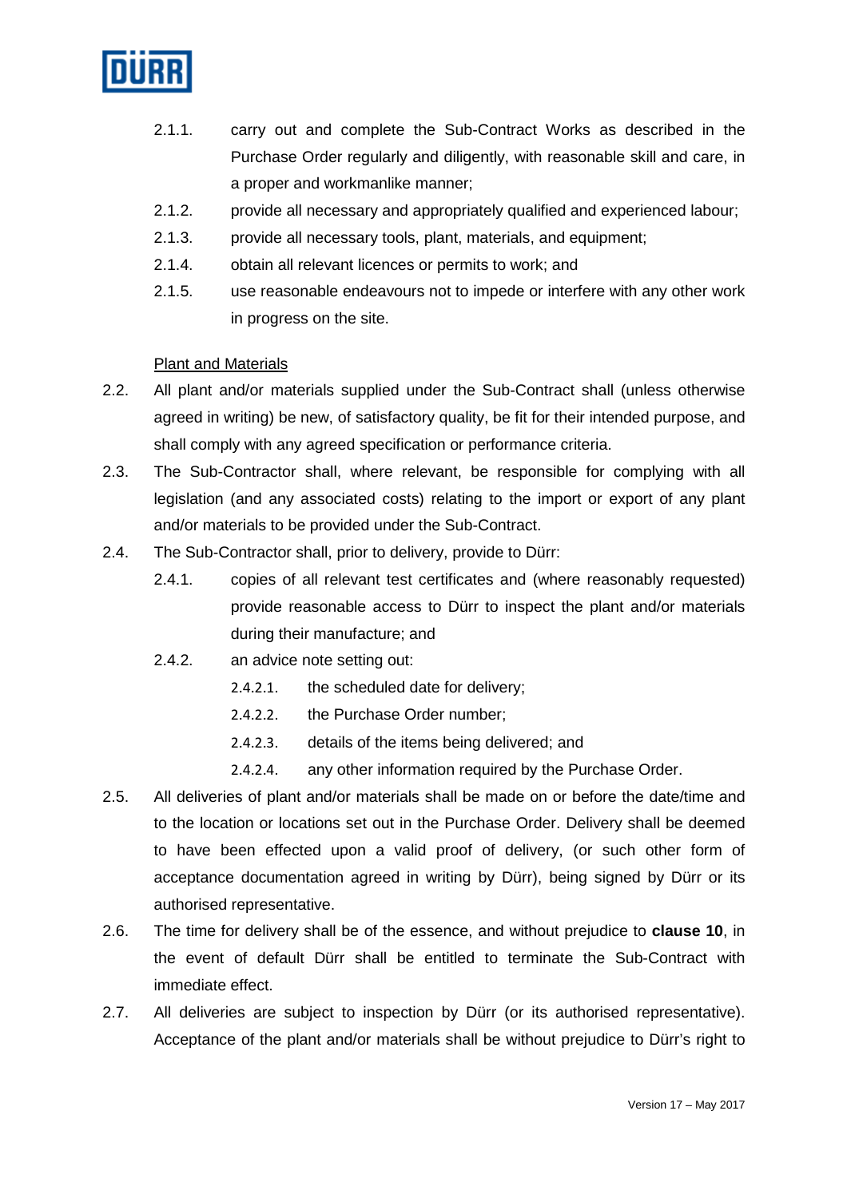2.1.1. carry out and complete the Sub-Contract Works as described in the Purchase Order regularly and diligently, with reasonable skill and care, in a proper and workmanlike manner;

2.1.2. provide all necessary and appropriately qualified and experienced labour;

2.1.3. provide all necessary tools, plant, materials, and equipment;

2.1.4. obtain all relevant licences or permits to work; and

2.1.5. use reasonable endeavours not to impede or interfere with any other work in progress on the site.

Plant and Materials

2.2. All plant and/or materials supplied under the Sub-Contract shall (unless otherwise agreed in writing) be new, of satisfactory quality, be fit for their intended purpose, and shall comply with any agreed specification or performance criteria.

2.3. The Sub-Contractor shall, where relevant, be responsible for complying with all legislation (and any associated costs) relating to the import or export of any plant and/or materials to be provided under the Sub-Contract.

2.4. The Sub-Contractor shall, prior to delivery, provide to Dürr:

2.4.1. copies of all relevant test certificates and (where reasonably requested) provide reasonable access to Dürr to inspect the plant and/or materials during their manufacture; and

2.4.2. an advice note setting out:

2.4.2.1. the scheduled date for delivery;

2.4.2.2. the Purchase Order number;

2.4.2.3. details of the items being delivered; and

2.4.2.4. any other information required by the Purchase Order.

2.5. All deliveries of plant and/or materials shall be made on or before the date/time and to the location or locations set out in the Purchase Order. Delivery shall be deemed to have been effected upon a valid proof of delivery, (or such other form of acceptance documentation agreed in writing by Dürr), being signed by Dürr or its authorised representative.

2.6. The time for delivery shall be of the essence, and without prejudice to **clause 10**, in the event of default Dürr shall be entitled to terminate the Sub-Contract with immediate effect.

2.7. All deliveries are subject to inspection by Dürr (or its authorised representative). Acceptance of the plant and/or materials shall be without prejudice to Dürr's right to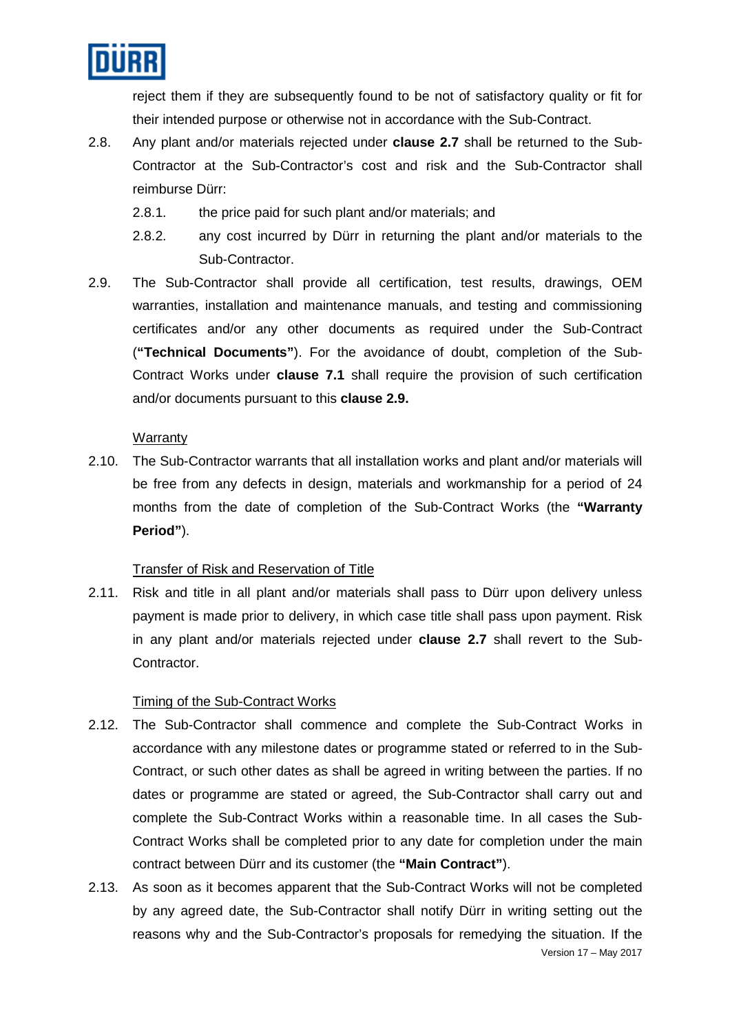reject them if they are subsequently found to be not of satisfactory quality or fit for their intended purpose or otherwise not in accordance with the Sub-Contract.

2.8. Any plant and/or materials rejected under **clause 2.7** shall be returned to the Sub-Contractor at the Sub-Contractor's cost and risk and the Sub-Contractor shall reimburse Dürr:

2.8.1. the price paid for such plant and/or materials; and

2.8.2. any cost incurred by Dürr in returning the plant and/or materials to the Sub-Contractor.

2.9. The Sub-Contractor shall provide all certification, test results, drawings, OEM warranties, installation and maintenance manuals, and testing and commissioning certificates and/or any other documents as required under the Sub-Contract (**"Technical Documents"**). For the avoidance of doubt, completion of the Sub-Contract Works under **clause 7.1** shall require the provision of such certification and/or documents pursuant to this **clause 2.9.**

Warranty

2.10. The Sub-Contractor warrants that all installation works and plant and/or materials will be free from any defects in design, materials and workmanship for a period of 24 months from the date of completion of the Sub-Contract Works (the **"Warranty Period"**).

Transfer of Risk and Reservation of Title

2.11. Risk and title in all plant and/or materials shall pass to Dürr upon delivery unless payment is made prior to delivery, in which case title shall pass upon payment. Risk in any plant and/or materials rejected under **clause 2.7** shall revert to the Sub-Contractor.

Timing of the Sub-Contract Works

2.12. The Sub-Contractor shall commence and complete the Sub-Contract Works in accordance with any milestone dates or programme stated or referred to in the Sub-Contract, or such other dates as shall be agreed in writing between the parties. If no dates or programme are stated or agreed, the Sub-Contractor shall carry out and complete the Sub-Contract Works within a reasonable time. In all cases the Sub-Contract Works shall be completed prior to any date for completion under the main contract between Dürr and its customer (the **"Main Contract"**).

2.13. As soon as it becomes apparent that the Sub-Contract Works will not be completed by any agreed date, the Sub-Contractor shall notify Dürr in writing setting out the reasons why and the Sub-Contractor's proposals for remedying the situation. If the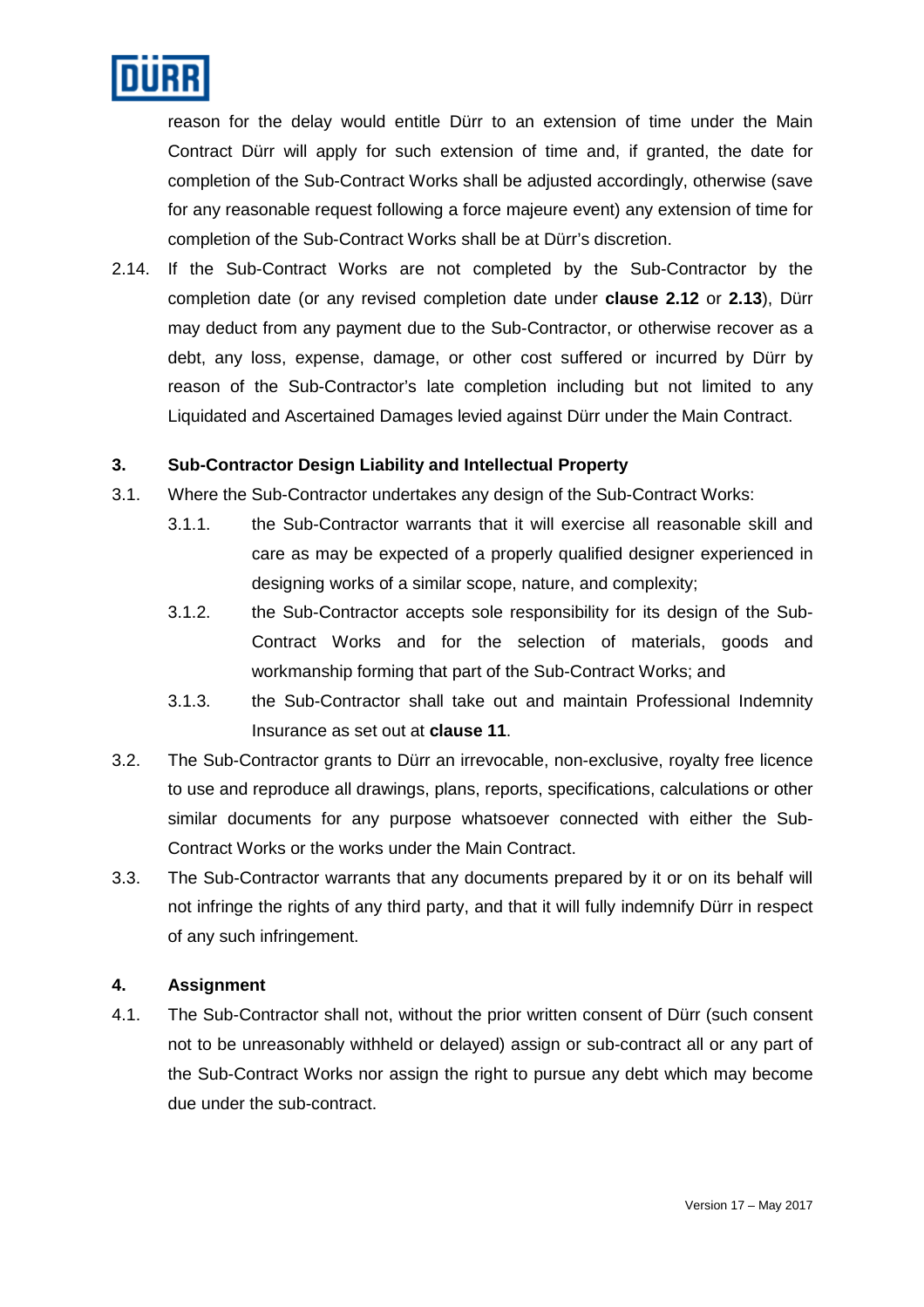reason for the delay would entitle Dürr to an extension of time under the Main Contract Dürr will apply for such extension of time and, if granted, the date for completion of the Sub-Contract Works shall be adjusted accordingly, otherwise (save for any reasonable request following a force majeure event) any extension of time for completion of the Sub-Contract Works shall be at Dürr's discretion.

2.14. If the Sub-Contract Works are not completed by the Sub-Contractor by the completion date (or any revised completion date under **clause 2.12** or **2.13**), Dürr may deduct from any payment due to the Sub-Contractor, or otherwise recover as a debt, any loss, expense, damage, or other cost suffered or incurred by Dürr by reason of the Sub-Contractor's late completion including but not limited to any Liquidated and Ascertained Damages levied against Dürr under the Main Contract.

## 3. Sub-Contractor Design Liability and Intellectual Property

3.1. Where the Sub-Contractor undertakes any design of the Sub-Contract Works:

3.1.1. the Sub-Contractor warrants that it will exercise all reasonable skill and care as may be expected of a properly qualified designer experienced in designing works of a similar scope, nature, and complexity;

3.1.2. the Sub-Contractor accepts sole responsibility for its design of the Sub-Contract Works and for the selection of materials, goods and workmanship forming that part of the Sub-Contract Works; and

3.1.3. the Sub-Contractor shall take out and maintain Professional Indemnity Insurance as set out at **clause 11**.

3.2. The Sub-Contractor grants to Dürr an irrevocable, non-exclusive, royalty free licence to use and reproduce all drawings, plans, reports, specifications, calculations or other similar documents for any purpose whatsoever connected with either the Sub-Contract Works or the works under the Main Contract.

3.3. The Sub-Contractor warrants that any documents prepared by it or on its behalf will not infringe the rights of any third party, and that it will fully indemnify Dürr in respect of any such infringement.

## 4. Assignment

4.1. The Sub-Contractor shall not, without the prior written consent of Dürr (such consent not to be unreasonably withheld or delayed) assign or sub-contract all or any part of the Sub-Contract Works nor assign the right to pursue any debt which may become due under the sub-contract.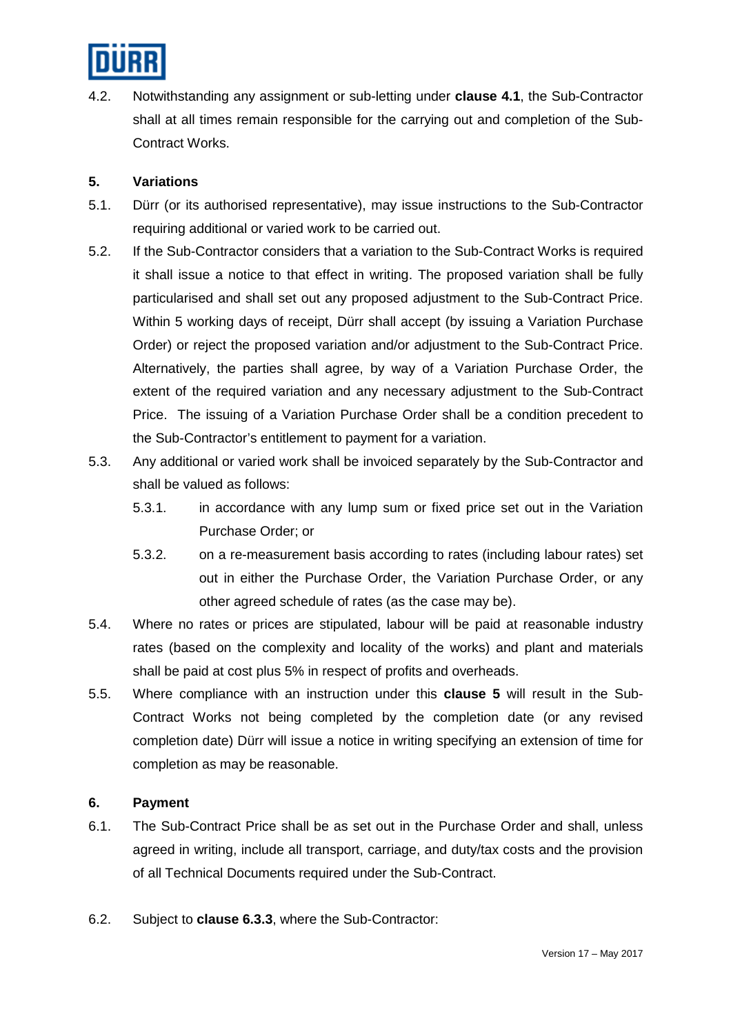4.2. Notwithstanding any assignment or sub-letting under **clause 4.1**, the Sub-Contractor shall at all times remain responsible for the carrying out and completion of the Sub-Contract Works.

## 5. Variations

5.1. Dürr (or its authorised representative), may issue instructions to the Sub-Contractor requiring additional or varied work to be carried out.

5.2. If the Sub-Contractor considers that a variation to the Sub-Contract Works is required it shall issue a notice to that effect in writing. The proposed variation shall be fully particularised and shall set out any proposed adjustment to the Sub-Contract Price. Within 5 working days of receipt, Dürr shall accept (by issuing a Variation Purchase Order) or reject the proposed variation and/or adjustment to the Sub-Contract Price. Alternatively, the parties shall agree, by way of a Variation Purchase Order, the extent of the required variation and any necessary adjustment to the Sub-Contract Price. The issuing of a Variation Purchase Order shall be a condition precedent to the Sub-Contractor's entitlement to payment for a variation.

5.3. Any additional or varied work shall be invoiced separately by the Sub-Contractor and shall be valued as follows:

  5.3.1. in accordance with any lump sum or fixed price set out in the Variation Purchase Order; or

  5.3.2. on a re-measurement basis according to rates (including labour rates) set out in either the Purchase Order, the Variation Purchase Order, or any other agreed schedule of rates (as the case may be).

5.4. Where no rates or prices are stipulated, labour will be paid at reasonable industry rates (based on the complexity and locality of the works) and plant and materials shall be paid at cost plus 5% in respect of profits and overheads.

5.5. Where compliance with an instruction under this **clause 5** will result in the Sub-Contract Works not being completed by the completion date (or any revised completion date) Dürr will issue a notice in writing specifying an extension of time for completion as may be reasonable.

## 6. Payment

6.1. The Sub-Contract Price shall be as set out in the Purchase Order and shall, unless agreed in writing, include all transport, carriage, and duty/tax costs and the provision of all Technical Documents required under the Sub-Contract.

6.2. Subject to **clause 6.3.3**, where the Sub-Contractor: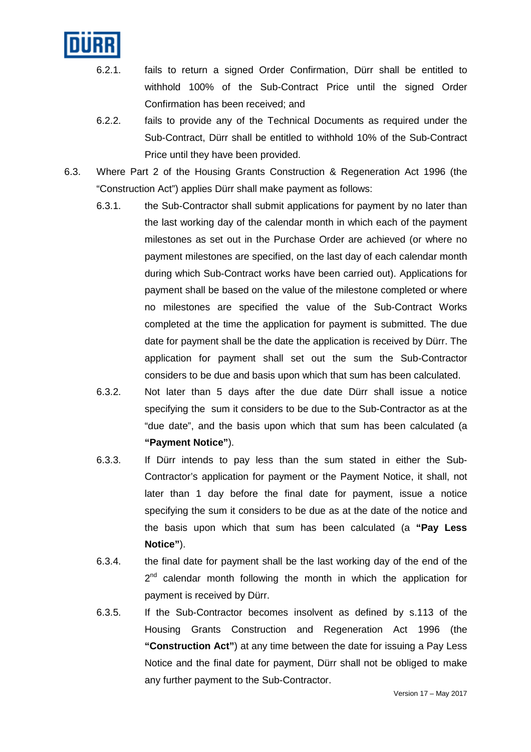6.2.1. fails to return a signed Order Confirmation, Dürr shall be entitled to withhold 100% of the Sub-Contract Price until the signed Order Confirmation has been received; and

6.2.2. fails to provide any of the Technical Documents as required under the Sub-Contract, Dürr shall be entitled to withhold 10% of the Sub-Contract Price until they have been provided.

6.3. Where Part 2 of the Housing Grants Construction & Regeneration Act 1996 (the "Construction Act") applies Dürr shall make payment as follows:

6.3.1. the Sub-Contractor shall submit applications for payment by no later than the last working day of the calendar month in which each of the payment milestones as set out in the Purchase Order are achieved (or where no payment milestones are specified, on the last day of each calendar month during which Sub-Contract works have been carried out). Applications for payment shall be based on the value of the milestone completed or where no milestones are specified the value of the Sub-Contract Works completed at the time the application for payment is submitted. The due date for payment shall be the date the application is received by Dürr. The application for payment shall set out the sum the Sub-Contractor considers to be due and basis upon which that sum has been calculated.

6.3.2. Not later than 5 days after the due date Dürr shall issue a notice specifying the sum it considers to be due to the Sub-Contractor as at the "due date", and the basis upon which that sum has been calculated (a **"Payment Notice"**).

6.3.3. If Dürr intends to pay less than the sum stated in either the Sub-Contractor's application for payment or the Payment Notice, it shall, not later than 1 day before the final date for payment, issue a notice specifying the sum it considers to be due as at the date of the notice and the basis upon which that sum has been calculated (a **"Pay Less Notice"**).

6.3.4. the final date for payment shall be the last working day of the end of the 2nd calendar month following the month in which the application for payment is received by Dürr.

6.3.5. If the Sub-Contractor becomes insolvent as defined by s.113 of the Housing Grants Construction and Regeneration Act 1996 (the **"Construction Act"**) at any time between the date for issuing a Pay Less Notice and the final date for payment, Dürr shall not be obliged to make any further payment to the Sub-Contractor.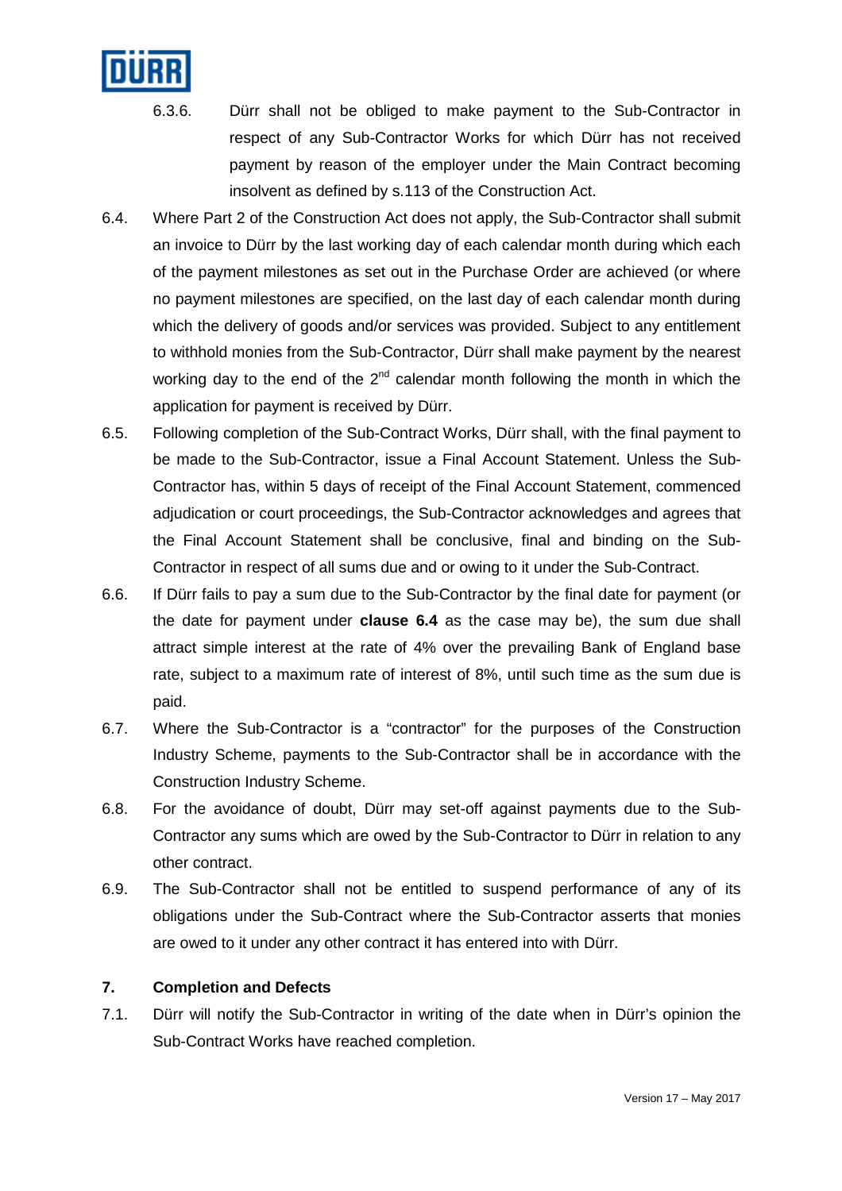6.3.6. Dürr shall not be obliged to make payment to the Sub-Contractor in respect of any Sub-Contractor Works for which Dürr has not received payment by reason of the employer under the Main Contract becoming insolvent as defined by s.113 of the Construction Act.

6.4. Where Part 2 of the Construction Act does not apply, the Sub-Contractor shall submit an invoice to Dürr by the last working day of each calendar month during which each of the payment milestones as set out in the Purchase Order are achieved (or where no payment milestones are specified, on the last day of each calendar month during which the delivery of goods and/or services was provided. Subject to any entitlement to withhold monies from the Sub-Contractor, Dürr shall make payment by the nearest working day to the end of the 2nd calendar month following the month in which the application for payment is received by Dürr.

6.5. Following completion of the Sub-Contract Works, Dürr shall, with the final payment to be made to the Sub-Contractor, issue a Final Account Statement. Unless the Sub-Contractor has, within 5 days of receipt of the Final Account Statement, commenced adjudication or court proceedings, the Sub-Contractor acknowledges and agrees that the Final Account Statement shall be conclusive, final and binding on the Sub-Contractor in respect of all sums due and or owing to it under the Sub-Contract.

6.6. If Dürr fails to pay a sum due to the Sub-Contractor by the final date for payment (or the date for payment under **clause 6.4** as the case may be), the sum due shall attract simple interest at the rate of 4% over the prevailing Bank of England base rate, subject to a maximum rate of interest of 8%, until such time as the sum due is paid.

6.7. Where the Sub-Contractor is a "contractor" for the purposes of the Construction Industry Scheme, payments to the Sub-Contractor shall be in accordance with the Construction Industry Scheme.

6.8. For the avoidance of doubt, Dürr may set-off against payments due to the Sub-Contractor any sums which are owed by the Sub-Contractor to Dürr in relation to any other contract.

6.9. The Sub-Contractor shall not be entitled to suspend performance of any of its obligations under the Sub-Contract where the Sub-Contractor asserts that monies are owed to it under any other contract it has entered into with Dürr.

## 7. Completion and Defects

7.1. Dürr will notify the Sub-Contractor in writing of the date when in Dürr's opinion the Sub-Contract Works have reached completion.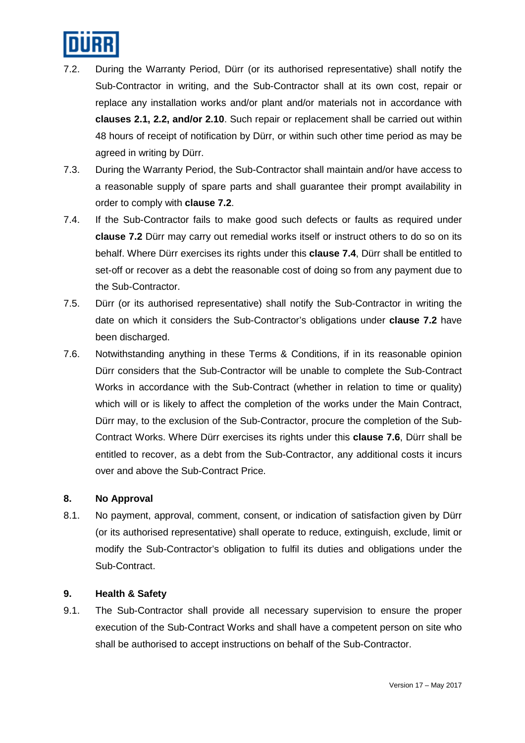7.2. During the Warranty Period, Dürr (or its authorised representative) shall notify the Sub-Contractor in writing, and the Sub-Contractor shall at its own cost, repair or replace any installation works and/or plant and/or materials not in accordance with **clauses 2.1, 2.2, and/or 2.10**. Such repair or replacement shall be carried out within 48 hours of receipt of notification by Dürr, or within such other time period as may be agreed in writing by Dürr.

7.3. During the Warranty Period, the Sub-Contractor shall maintain and/or have access to a reasonable supply of spare parts and shall guarantee their prompt availability in order to comply with **clause 7.2**.

7.4. If the Sub-Contractor fails to make good such defects or faults as required under **clause 7.2** Dürr may carry out remedial works itself or instruct others to do so on its behalf. Where Dürr exercises its rights under this **clause 7.4**, Dürr shall be entitled to set-off or recover as a debt the reasonable cost of doing so from any payment due to the Sub-Contractor.

7.5. Dürr (or its authorised representative) shall notify the Sub-Contractor in writing the date on which it considers the Sub-Contractor's obligations under **clause 7.2** have been discharged.

7.6. Notwithstanding anything in these Terms & Conditions, if in its reasonable opinion Dürr considers that the Sub-Contractor will be unable to complete the Sub-Contract Works in accordance with the Sub-Contract (whether in relation to time or quality) which will or is likely to affect the completion of the works under the Main Contract, Dürr may, to the exclusion of the Sub-Contractor, procure the completion of the Sub-Contract Works. Where Dürr exercises its rights under this **clause 7.6**, Dürr shall be entitled to recover, as a debt from the Sub-Contractor, any additional costs it incurs over and above the Sub-Contract Price.

## 8. No Approval

8.1. No payment, approval, comment, consent, or indication of satisfaction given by Dürr (or its authorised representative) shall operate to reduce, extinguish, exclude, limit or modify the Sub-Contractor's obligation to fulfil its duties and obligations under the Sub-Contract.

## 9. Health & Safety

9.1. The Sub-Contractor shall provide all necessary supervision to ensure the proper execution of the Sub-Contract Works and shall have a competent person on site who shall be authorised to accept instructions on behalf of the Sub-Contractor.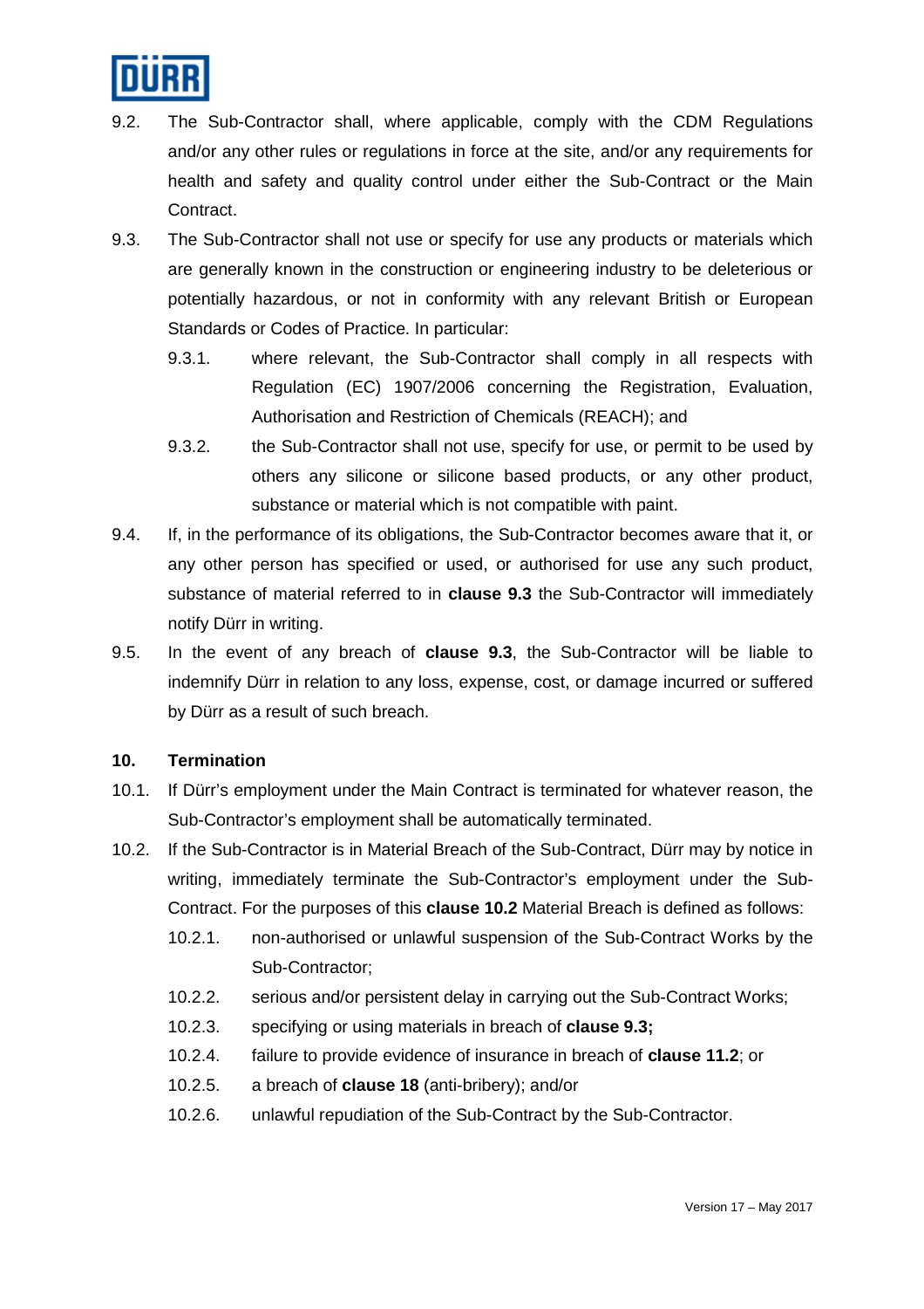9.2. The Sub-Contractor shall, where applicable, comply with the CDM Regulations and/or any other rules or regulations in force at the site, and/or any requirements for health and safety and quality control under either the Sub-Contract or the Main Contract.

9.3. The Sub-Contractor shall not use or specify for use any products or materials which are generally known in the construction or engineering industry to be deleterious or potentially hazardous, or not in conformity with any relevant British or European Standards or Codes of Practice. In particular:

- 9.3.1. where relevant, the Sub-Contractor shall comply in all respects with Regulation (EC) 1907/2006 concerning the Registration, Evaluation, Authorisation and Restriction of Chemicals (REACH); and
- 9.3.2. the Sub-Contractor shall not use, specify for use, or permit to be used by others any silicone or silicone based products, or any other product, substance or material which is not compatible with paint.

9.4. If, in the performance of its obligations, the Sub-Contractor becomes aware that it, or any other person has specified or used, or authorised for use any such product, substance of material referred to in **clause 9.3** the Sub-Contractor will immediately notify Dürr in writing.

9.5. In the event of any breach of **clause 9.3**, the Sub-Contractor will be liable to indemnify Dürr in relation to any loss, expense, cost, or damage incurred or suffered by Dürr as a result of such breach.

## 10. Termination

10.1. If Dürr's employment under the Main Contract is terminated for whatever reason, the Sub-Contractor's employment shall be automatically terminated.

10.2. If the Sub-Contractor is in Material Breach of the Sub-Contract, Dürr may by notice in writing, immediately terminate the Sub-Contractor's employment under the Sub-Contract. For the purposes of this **clause 10.2** Material Breach is defined as follows:

- 10.2.1. non-authorised or unlawful suspension of the Sub-Contract Works by the Sub-Contractor;
- 10.2.2. serious and/or persistent delay in carrying out the Sub-Contract Works;
- 10.2.3. specifying or using materials in breach of **clause 9.3;**
- 10.2.4. failure to provide evidence of insurance in breach of **clause 11.2**; or
- 10.2.5. a breach of **clause 18** (anti-bribery); and/or
- 10.2.6. unlawful repudiation of the Sub-Contract by the Sub-Contractor.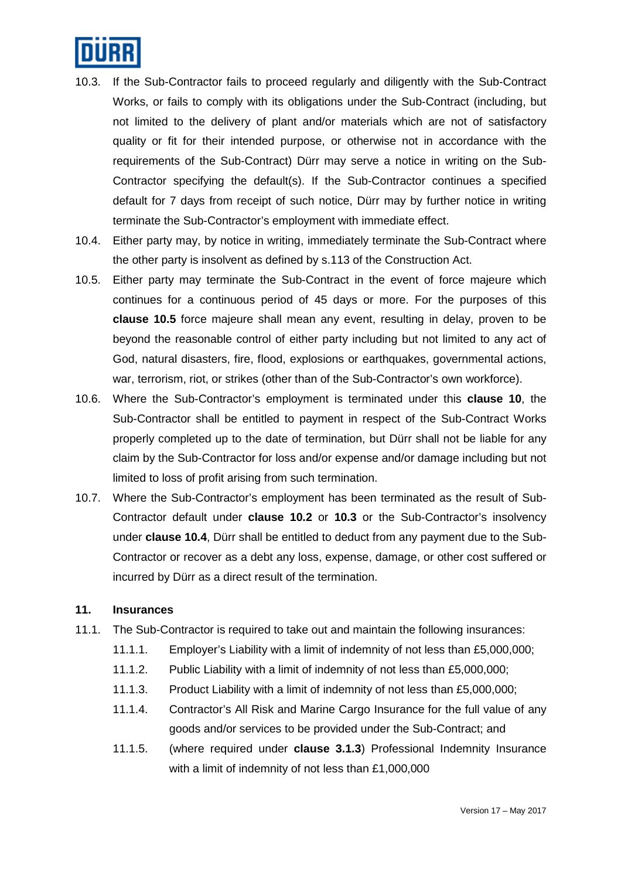10.3. If the Sub-Contractor fails to proceed regularly and diligently with the Sub-Contract Works, or fails to comply with its obligations under the Sub-Contract (including, but not limited to the delivery of plant and/or materials which are not of satisfactory quality or fit for their intended purpose, or otherwise not in accordance with the requirements of the Sub-Contract) Dürr may serve a notice in writing on the Sub-Contractor specifying the default(s). If the Sub-Contractor continues a specified default for 7 days from receipt of such notice, Dürr may by further notice in writing terminate the Sub-Contractor's employment with immediate effect.

10.4. Either party may, by notice in writing, immediately terminate the Sub-Contract where the other party is insolvent as defined by s.113 of the Construction Act.

10.5. Either party may terminate the Sub-Contract in the event of force majeure which continues for a continuous period of 45 days or more. For the purposes of this **clause 10.5** force majeure shall mean any event, resulting in delay, proven to be beyond the reasonable control of either party including but not limited to any act of God, natural disasters, fire, flood, explosions or earthquakes, governmental actions, war, terrorism, riot, or strikes (other than of the Sub-Contractor's own workforce).

10.6. Where the Sub-Contractor's employment is terminated under this **clause 10**, the Sub-Contractor shall be entitled to payment in respect of the Sub-Contract Works properly completed up to the date of termination, but Dürr shall not be liable for any claim by the Sub-Contractor for loss and/or expense and/or damage including but not limited to loss of profit arising from such termination.

10.7. Where the Sub-Contractor's employment has been terminated as the result of Sub-Contractor default under **clause 10.2** or **10.3** or the Sub-Contractor's insolvency under **clause 10.4**, Dürr shall be entitled to deduct from any payment due to the Sub-Contractor or recover as a debt any loss, expense, damage, or other cost suffered or incurred by Dürr as a direct result of the termination.

## 11. Insurances

11.1. The Sub-Contractor is required to take out and maintain the following insurances:

- 11.1.1. Employer's Liability with a limit of indemnity of not less than £5,000,000;
- 11.1.2. Public Liability with a limit of indemnity of not less than £5,000,000;
- 11.1.3. Product Liability with a limit of indemnity of not less than £5,000,000;
- 11.1.4. Contractor's All Risk and Marine Cargo Insurance for the full value of any goods and/or services to be provided under the Sub-Contract; and
- 11.1.5. (where required under **clause 3.1.3**) Professional Indemnity Insurance with a limit of indemnity of not less than £1,000,000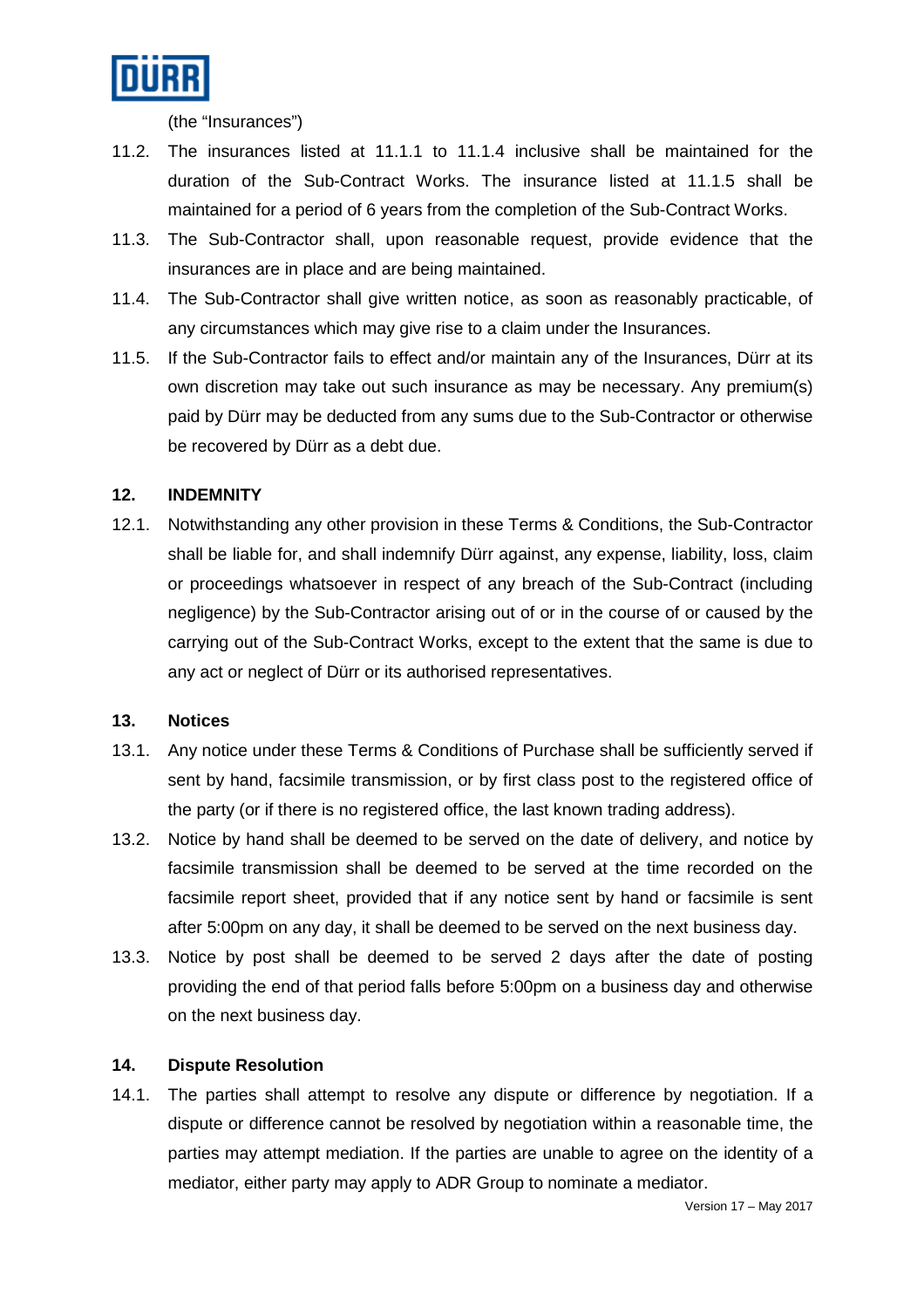(the "Insurances")

11.2. The insurances listed at 11.1.1 to 11.1.4 inclusive shall be maintained for the duration of the Sub-Contract Works. The insurance listed at 11.1.5 shall be maintained for a period of 6 years from the completion of the Sub-Contract Works.

11.3. The Sub-Contractor shall, upon reasonable request, provide evidence that the insurances are in place and are being maintained.

11.4. The Sub-Contractor shall give written notice, as soon as reasonably practicable, of any circumstances which may give rise to a claim under the Insurances.

11.5. If the Sub-Contractor fails to effect and/or maintain any of the Insurances, Dürr at its own discretion may take out such insurance as may be necessary. Any premium(s) paid by Dürr may be deducted from any sums due to the Sub-Contractor or otherwise be recovered by Dürr as a debt due.

## 12. INDEMNITY

12.1. Notwithstanding any other provision in these Terms & Conditions, the Sub-Contractor shall be liable for, and shall indemnify Dürr against, any expense, liability, loss, claim or proceedings whatsoever in respect of any breach of the Sub-Contract (including negligence) by the Sub-Contractor arising out of or in the course of or caused by the carrying out of the Sub-Contract Works, except to the extent that the same is due to any act or neglect of Dürr or its authorised representatives.

## 13. Notices

13.1. Any notice under these Terms & Conditions of Purchase shall be sufficiently served if sent by hand, facsimile transmission, or by first class post to the registered office of the party (or if there is no registered office, the last known trading address).

13.2. Notice by hand shall be deemed to be served on the date of delivery, and notice by facsimile transmission shall be deemed to be served at the time recorded on the facsimile report sheet, provided that if any notice sent by hand or facsimile is sent after 5:00pm on any day, it shall be deemed to be served on the next business day.

13.3. Notice by post shall be deemed to be served 2 days after the date of posting providing the end of that period falls before 5:00pm on a business day and otherwise on the next business day.

## 14. Dispute Resolution

14.1. The parties shall attempt to resolve any dispute or difference by negotiation. If a dispute or difference cannot be resolved by negotiation within a reasonable time, the parties may attempt mediation. If the parties are unable to agree on the identity of a mediator, either party may apply to ADR Group to nominate a mediator.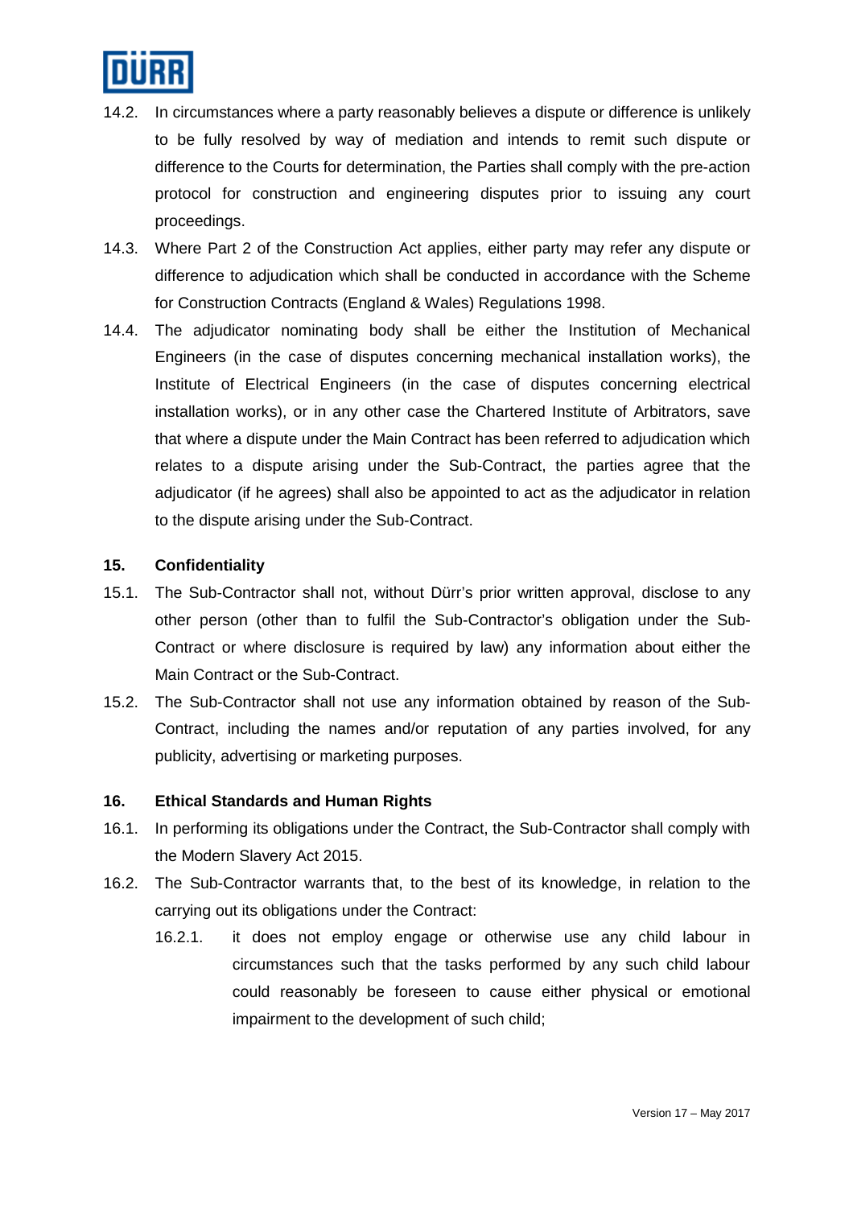14.2. In circumstances where a party reasonably believes a dispute or difference is unlikely to be fully resolved by way of mediation and intends to remit such dispute or difference to the Courts for determination, the Parties shall comply with the pre-action protocol for construction and engineering disputes prior to issuing any court proceedings.

14.3. Where Part 2 of the Construction Act applies, either party may refer any dispute or difference to adjudication which shall be conducted in accordance with the Scheme for Construction Contracts (England & Wales) Regulations 1998.

14.4. The adjudicator nominating body shall be either the Institution of Mechanical Engineers (in the case of disputes concerning mechanical installation works), the Institute of Electrical Engineers (in the case of disputes concerning electrical installation works), or in any other case the Chartered Institute of Arbitrators, save that where a dispute under the Main Contract has been referred to adjudication which relates to a dispute arising under the Sub-Contract, the parties agree that the adjudicator (if he agrees) shall also be appointed to act as the adjudicator in relation to the dispute arising under the Sub-Contract.

## 15. Confidentiality

15.1. The Sub-Contractor shall not, without Dürr's prior written approval, disclose to any other person (other than to fulfil the Sub-Contractor's obligation under the Sub-Contract or where disclosure is required by law) any information about either the Main Contract or the Sub-Contract.

15.2. The Sub-Contractor shall not use any information obtained by reason of the Sub-Contract, including the names and/or reputation of any parties involved, for any publicity, advertising or marketing purposes.

## 16. Ethical Standards and Human Rights

16.1. In performing its obligations under the Contract, the Sub-Contractor shall comply with the Modern Slavery Act 2015.

16.2. The Sub-Contractor warrants that, to the best of its knowledge, in relation to the carrying out its obligations under the Contract:

16.2.1. it does not employ engage or otherwise use any child labour in circumstances such that the tasks performed by any such child labour could reasonably be foreseen to cause either physical or emotional impairment to the development of such child;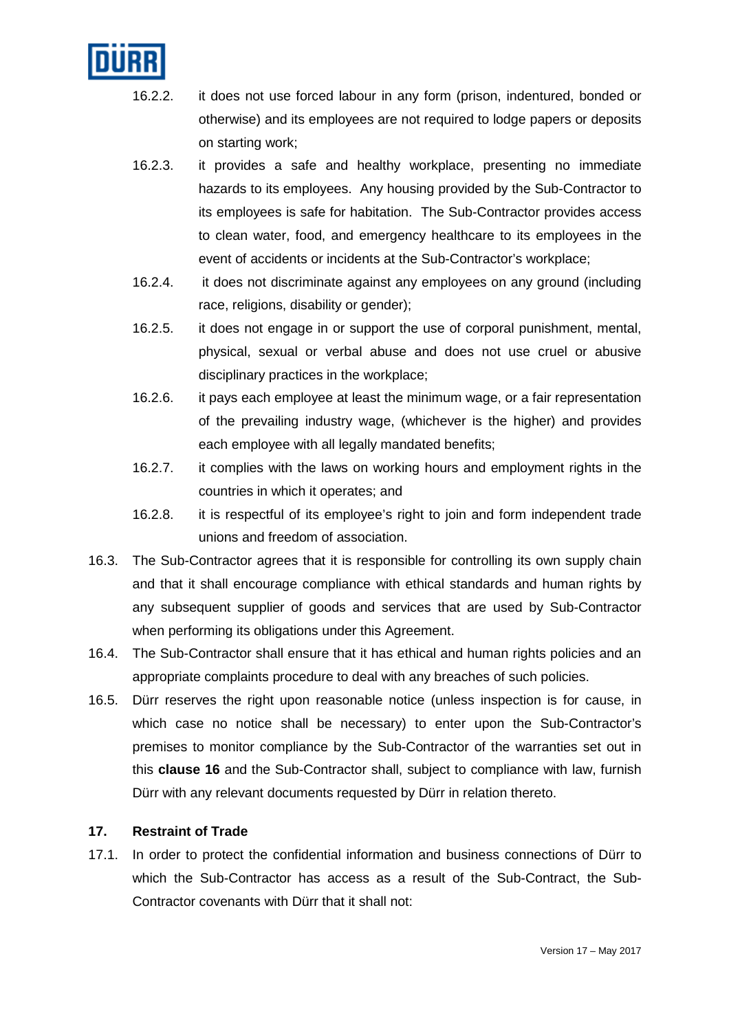16.2.2. it does not use forced labour in any form (prison, indentured, bonded or otherwise) and its employees are not required to lodge papers or deposits on starting work;

16.2.3. it provides a safe and healthy workplace, presenting no immediate hazards to its employees. Any housing provided by the Sub-Contractor to its employees is safe for habitation. The Sub-Contractor provides access to clean water, food, and emergency healthcare to its employees in the event of accidents or incidents at the Sub-Contractor's workplace;

16.2.4. it does not discriminate against any employees on any ground (including race, religions, disability or gender);

16.2.5. it does not engage in or support the use of corporal punishment, mental, physical, sexual or verbal abuse and does not use cruel or abusive disciplinary practices in the workplace;

16.2.6. it pays each employee at least the minimum wage, or a fair representation of the prevailing industry wage, (whichever is the higher) and provides each employee with all legally mandated benefits;

16.2.7. it complies with the laws on working hours and employment rights in the countries in which it operates; and

16.2.8. it is respectful of its employee's right to join and form independent trade unions and freedom of association.

16.3. The Sub-Contractor agrees that it is responsible for controlling its own supply chain and that it shall encourage compliance with ethical standards and human rights by any subsequent supplier of goods and services that are used by Sub-Contractor when performing its obligations under this Agreement.

16.4. The Sub-Contractor shall ensure that it has ethical and human rights policies and an appropriate complaints procedure to deal with any breaches of such policies.

16.5. Dürr reserves the right upon reasonable notice (unless inspection is for cause, in which case no notice shall be necessary) to enter upon the Sub-Contractor's premises to monitor compliance by the Sub-Contractor of the warranties set out in this **clause 16** and the Sub-Contractor shall, subject to compliance with law, furnish Dürr with any relevant documents requested by Dürr in relation thereto.

## 17. Restraint of Trade

17.1. In order to protect the confidential information and business connections of Dürr to which the Sub-Contractor has access as a result of the Sub-Contract, the Sub-Contractor covenants with Dürr that it shall not: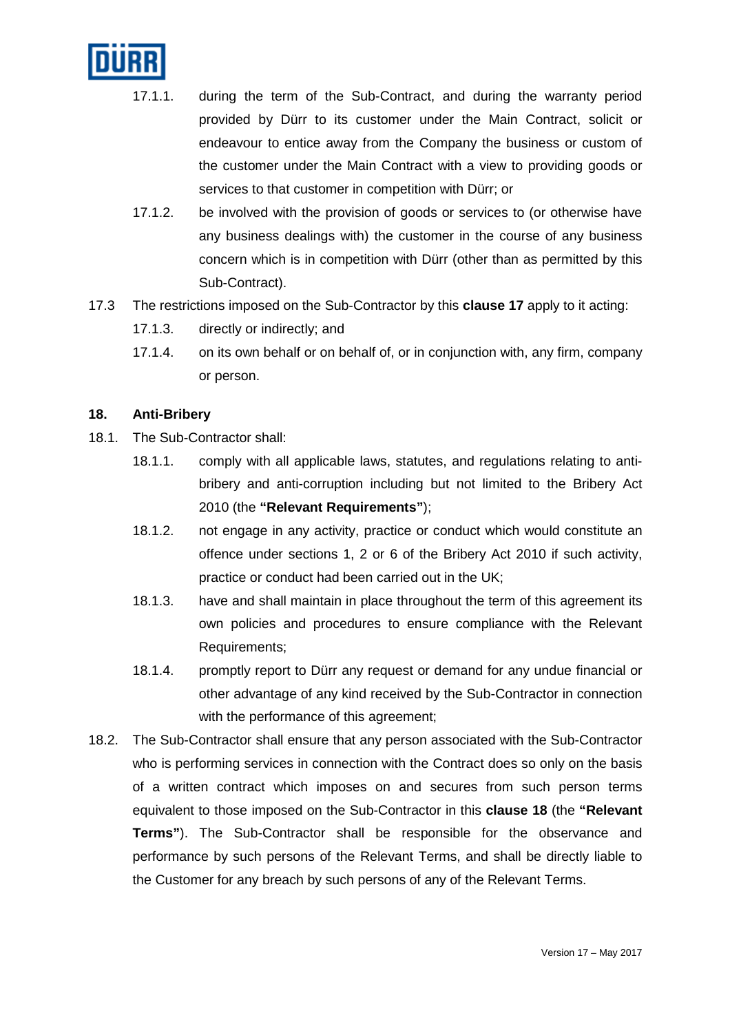17.1.1. during the term of the Sub-Contract, and during the warranty period provided by Dürr to its customer under the Main Contract, solicit or endeavour to entice away from the Company the business or custom of the customer under the Main Contract with a view to providing goods or services to that customer in competition with Dürr; or

17.1.2. be involved with the provision of goods or services to (or otherwise have any business dealings with) the customer in the course of any business concern which is in competition with Dürr (other than as permitted by this Sub-Contract).

17.3 The restrictions imposed on the Sub-Contractor by this **clause 17** apply to it acting:

17.1.3. directly or indirectly; and

17.1.4. on its own behalf or on behalf of, or in conjunction with, any firm, company or person.

## 18. Anti-Bribery

18.1. The Sub-Contractor shall:

18.1.1. comply with all applicable laws, statutes, and regulations relating to anti-bribery and anti-corruption including but not limited to the Bribery Act 2010 (the **"Relevant Requirements"**);

18.1.2. not engage in any activity, practice or conduct which would constitute an offence under sections 1, 2 or 6 of the Bribery Act 2010 if such activity, practice or conduct had been carried out in the UK;

18.1.3. have and shall maintain in place throughout the term of this agreement its own policies and procedures to ensure compliance with the Relevant Requirements;

18.1.4. promptly report to Dürr any request or demand for any undue financial or other advantage of any kind received by the Sub-Contractor in connection with the performance of this agreement;

18.2. The Sub-Contractor shall ensure that any person associated with the Sub-Contractor who is performing services in connection with the Contract does so only on the basis of a written contract which imposes on and secures from such person terms equivalent to those imposed on the Sub-Contractor in this **clause 18** (the **"Relevant Terms"**). The Sub-Contractor shall be responsible for the observance and performance by such persons of the Relevant Terms, and shall be directly liable to the Customer for any breach by such persons of any of the Relevant Terms.